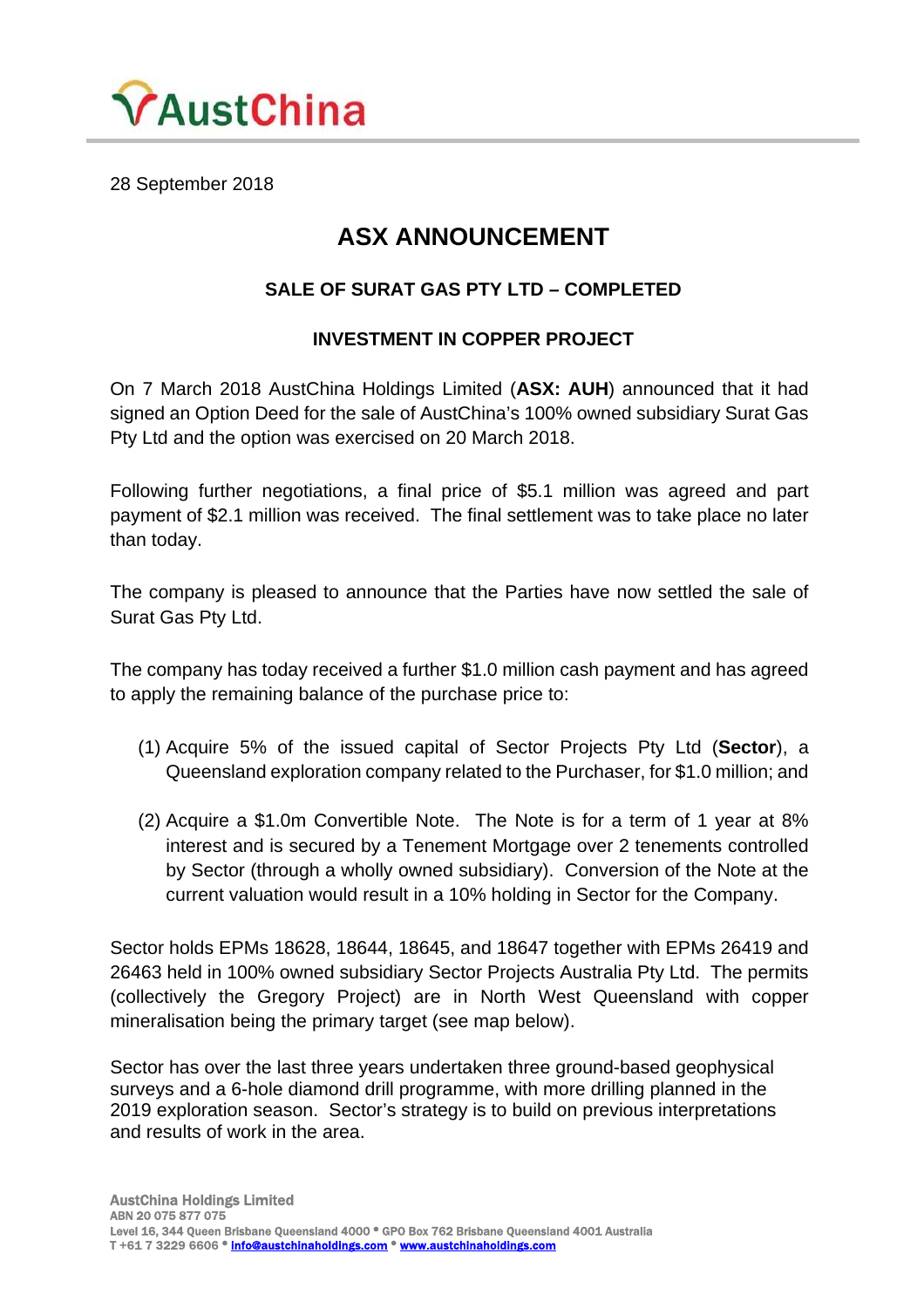AustChina

28 September 2018

# ASX ANNOUNCEMENT

## SALE OF SURAT GAS PTY LTD – COMPLETED

## INVESTMENT IN COPPER PROJECT

On 7 March 2018 AustChina Holdings Limited (**ASX: AUH**) announced that it had signed an Option Deed for the sale of AustChina's 100% owned subsidiary Surat Gas Pty Ltd and the option was exercised on 20 March 2018.

Following further negotiations, a final price of $5.1 million was agreed and part payment of $2.1 million was received. The final settlement was to take place no later than today.

The company is pleased to announce that the Parties have now settled the sale of Surat Gas Pty Ltd.

The company has today received a further $1.0 million cash payment and has agreed to apply the remaining balance of the purchase price to:

(1) Acquire 5% of the issued capital of Sector Projects Pty Ltd (**Sector**), a Queensland exploration company related to the Purchaser, for $1.0 million; and

(2) Acquire a $1.0m Convertible Note. The Note is for a term of 1 year at 8% interest and is secured by a Tenement Mortgage over 2 tenements controlled by Sector (through a wholly owned subsidiary). Conversion of the Note at the current valuation would result in a 10% holding in Sector for the Company.

Sector holds EPMs 18628, 18644, 18645, and 18647 together with EPMs 26419 and 26463 held in 100% owned subsidiary Sector Projects Australia Pty Ltd. The permits (collectively the Gregory Project) are in North West Queensland with copper mineralisation being the primary target (see map below).

Sector has over the last three years undertaken three ground-based geophysical surveys and a 6-hole diamond drill programme, with more drilling planned in the 2019 exploration season. Sector's strategy is to build on previous interpretations and results of work in the area.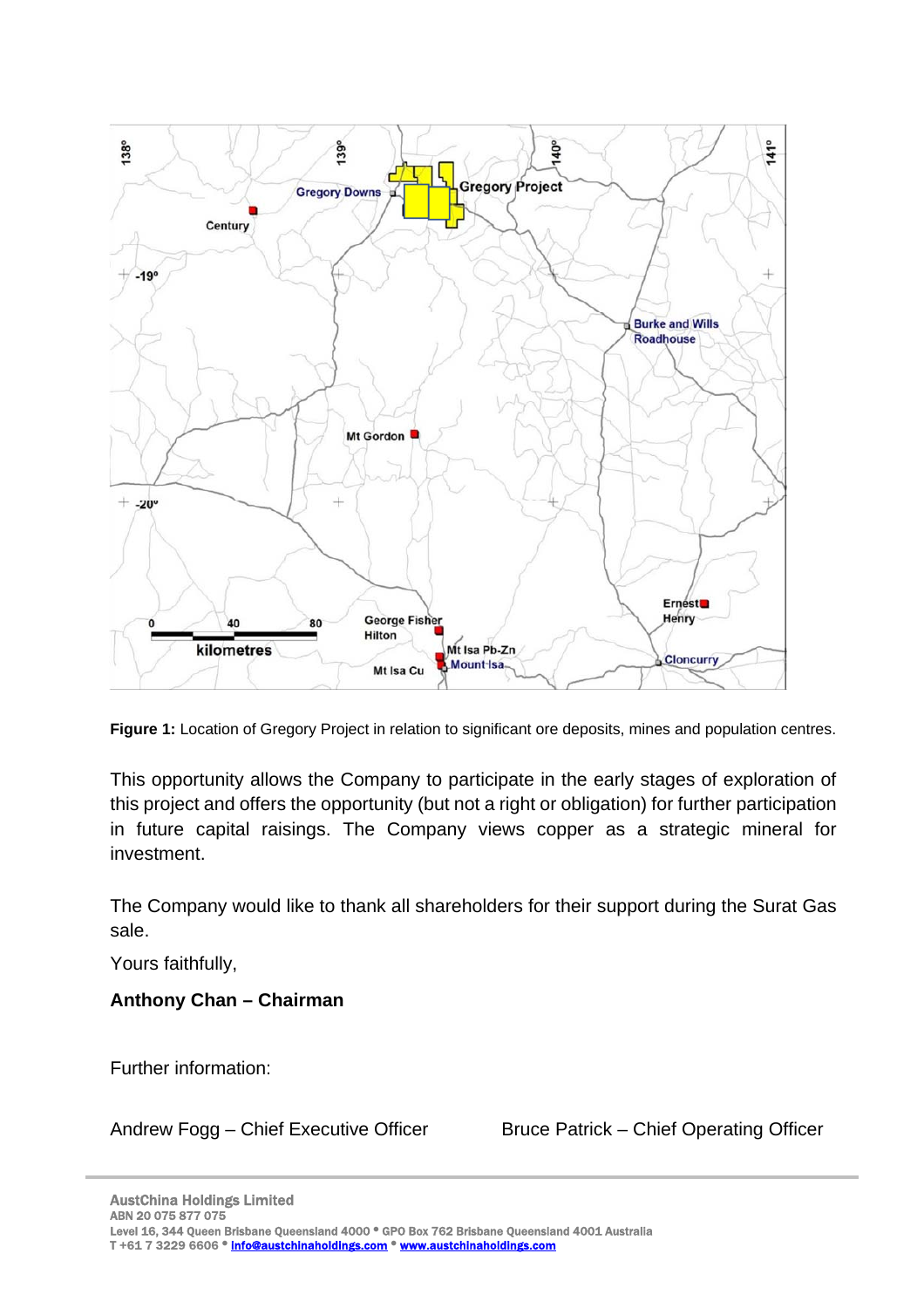138°

139°

140°

141°

Gregory Downs

Gregory Project

Century

-19°

Burke and Wills Roadhouse

Mt Gordon

-20°

Ernest Henry

0 40 80

kilometres

George Fisher

Hilton

Mt Isa Pb-Zn

Mount Isa

Mt Isa Cu

Cloncurry

**Figure 1:** Location of Gregory Project in relation to significant ore deposits, mines and population centres.

This opportunity allows the Company to participate in the early stages of exploration of this project and offers the opportunity (but not a right or obligation) for further participation in future capital raisings. The Company views copper as a strategic mineral for investment.

The Company would like to thank all shareholders for their support during the Surat Gas sale.

Yours faithfully,

**Anthony Chan – Chairman**

Further information:

Andrew Fogg – Chief Executive Officer

Bruce Patrick – Chief Operating Officer

AustChina Holdings Limited
ABN 20 075 877 075
Level 16, 344 Queen Brisbane Queensland 4000 • GPO Box 762 Brisbane Queensland 4001 Australia
T +61 7 3229 6606 • info@austchinaholdings.com • www.austchinaholdings.com